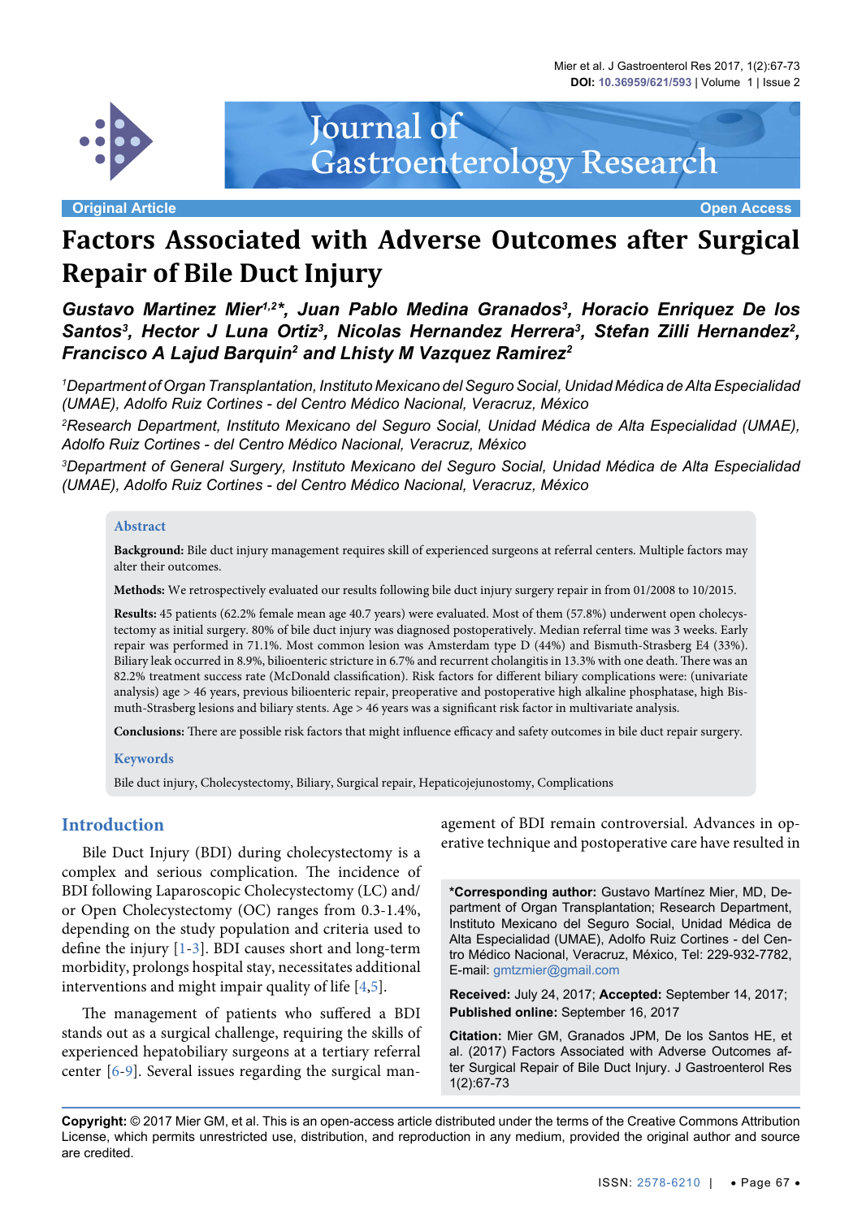Original Article

Open Access

# Factors Associated with Adverse Outcomes after Surgical Repair of Bile Duct Injury

***Gustavo Martinez Mier[1,2]\*, Juan Pablo Medina Granados[3], Horacio Enriquez De los Santos[3], Hector J Luna Ortiz[3], Nicolas Hernandez Herrera[3], Stefan Zilli Hernandez[2], Francisco A Lajud Barquin[2] and Lhisty M Vazquez Ramirez[2]***

*[1]Department of Organ Transplantation, Instituto Mexicano del Seguro Social, Unidad Médica de Alta Especialidad (UMAE), Adolfo Ruiz Cortines - del Centro Médico Nacional, Veracruz, México*

*[2]Research Department, Instituto Mexicano del Seguro Social, Unidad Médica de Alta Especialidad (UMAE), Adolfo Ruiz Cortines - del Centro Médico Nacional, Veracruz, México*

*[3]Department of General Surgery, Instituto Mexicano del Seguro Social, Unidad Médica de Alta Especialidad (UMAE), Adolfo Ruiz Cortines - del Centro Médico Nacional, Veracruz, México*

## Abstract

**Background:** Bile duct injury management requires skill of experienced surgeons at referral centers. Multiple factors may alter their outcomes.

**Methods:** We retrospectively evaluated our results following bile duct injury surgery repair in from 01/2008 to 10/2015.

**Results:** 45 patients (62.2% female mean age 40.7 years) were evaluated. Most of them (57.8%) underwent open cholecystectomy as initial surgery. 80% of bile duct injury was diagnosed postoperatively. Median referral time was 3 weeks. Early repair was performed in 71.1%. Most common lesion was Amsterdam type D (44%) and Bismuth-Strasberg E4 (33%). Biliary leak occurred in 8.9%, bilioenteric stricture in 6.7% and recurrent cholangitis in 13.3% with one death. There was an 82.2% treatment success rate (McDonald classification). Risk factors for different biliary complications were: (univariate analysis) age > 46 years, previous bilioenteric repair, preoperative and postoperative high alkaline phosphatase, high Bismuth-Strasberg lesions and biliary stents. Age > 46 years was a significant risk factor in multivariate analysis.

**Conclusions:** There are possible risk factors that might influence efficacy and safety outcomes in bile duct repair surgery.

## Keywords

Bile duct injury, Cholecystectomy, Biliary, Surgical repair, Hepaticojejunostomy, Complications

## Introduction

Bile Duct Injury (BDI) during cholecystectomy is a complex and serious complication. The incidence of BDI following Laparoscopic Cholecystectomy (LC) and/or Open Cholecystectomy (OC) ranges from 0.3-1.4%, depending on the study population and criteria used to define the injury [1-3]. BDI causes short and long-term morbidity, prolongs hospital stay, necessitates additional interventions and might impair quality of life [4,5].

The management of patients who suffered a BDI stands out as a surgical challenge, requiring the skills of experienced hepatobiliary surgeons at a tertiary referral center [6-9]. Several issues regarding the surgical management of BDI remain controversial. Advances in operative technique and postoperative care have resulted in

**\*Corresponding author:** Gustavo Martínez Mier, MD, Department of Organ Transplantation; Research Department, Instituto Mexicano del Seguro Social, Unidad Médica de Alta Especialidad (UMAE), Adolfo Ruiz Cortines - del Centro Médico Nacional, Veracruz, México, Tel: 229-932-7782, E-mail: gmtzmier@gmail.com

**Received:** July 24, 2017; **Accepted:** September 14, 2017; **Published online:** September 16, 2017

**Citation:** Mier GM, Granados JPM, De los Santos HE, et al. (2017) Factors Associated with Adverse Outcomes after Surgical Repair of Bile Duct Injury. J Gastroenterol Res 1(2):67-73

**Copyright:** © 2017 Mier GM, et al. This is an open-access article distributed under the terms of the Creative Commons Attribution License, which permits unrestricted use, distribution, and reproduction in any medium, provided the original author and source are credited.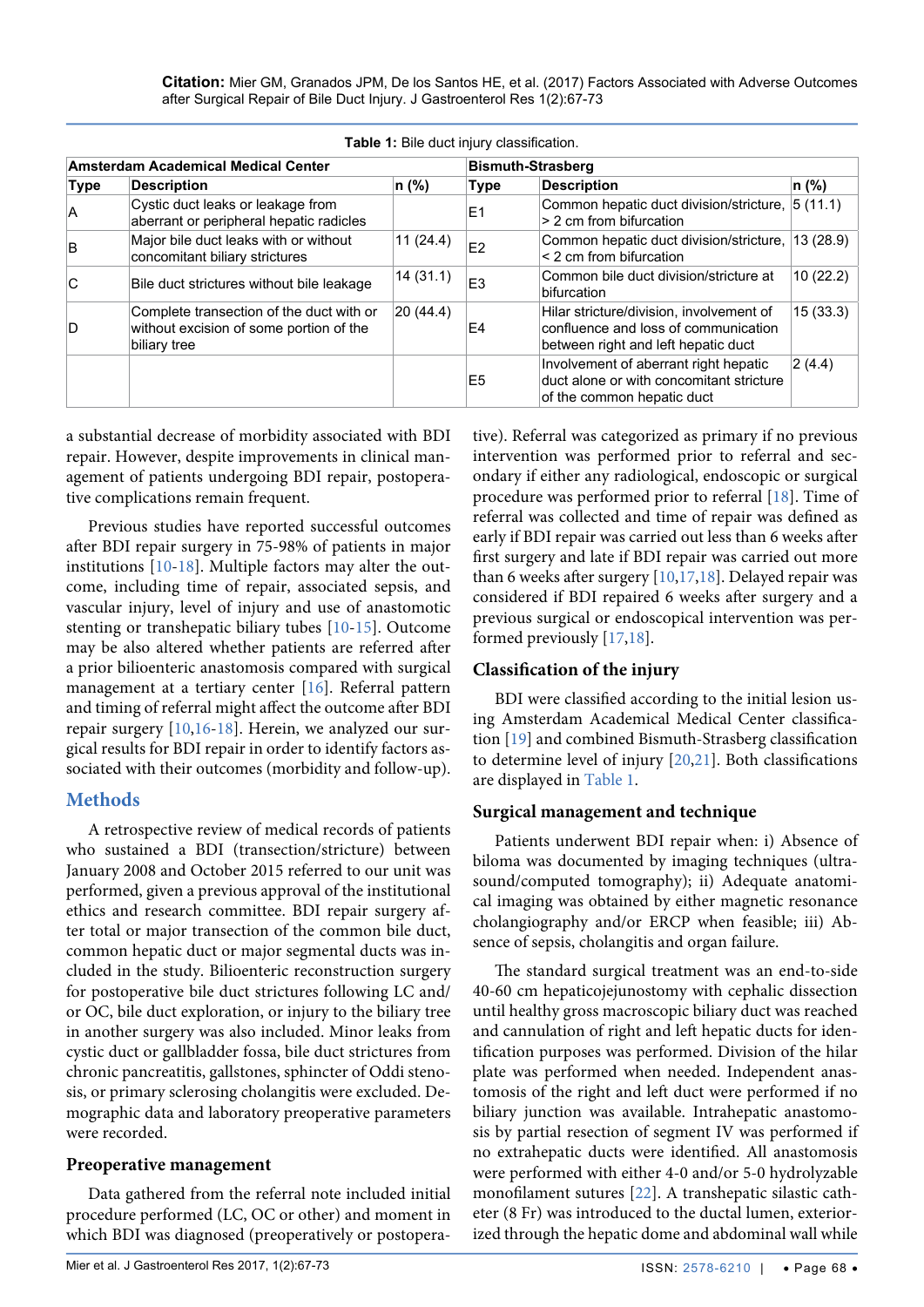**Table 1:** Bile duct injury classification.

| Amsterdam Academical Medical Center | | | Bismuth-Strasberg | | |
|---|---|---|---|---|---|
| **Type** | **Description** | **n (%)** | **Type** | **Description** | **n (%)** |
| A | Cystic duct leaks or leakage from aberrant or peripheral hepatic radicles | | E1 | Common hepatic duct division/stricture, > 2 cm from bifurcation | 5 (11.1) |
| B | Major bile duct leaks with or without concomitant biliary strictures | 11 (24.4) | E2 | Common hepatic duct division/stricture, < 2 cm from bifurcation | 13 (28.9) |
| C | Bile duct strictures without bile leakage | 14 (31.1) | E3 | Common bile duct division/stricture at bifurcation | 10 (22.2) |
| D | Complete transection of the duct with or without excision of some portion of the biliary tree | 20 (44.4) | E4 | Hilar stricture/division, involvement of confluence and loss of communication between right and left hepatic duct | 15 (33.3) |
| | | | E5 | Involvement of aberrant right hepatic duct alone or with concomitant stricture of the common hepatic duct | 2 (4.4) |

a substantial decrease of morbidity associated with BDI repair. However, despite improvements in clinical management of patients undergoing BDI repair, postoperative complications remain frequent.

Previous studies have reported successful outcomes after BDI repair surgery in 75-98% of patients in major institutions [10-18]. Multiple factors may alter the outcome, including time of repair, associated sepsis, and vascular injury, level of injury and use of anastomotic stenting or transhepatic biliary tubes [10-15]. Outcome may be also altered whether patients are referred after a prior bilioenteric anastomosis compared with surgical management at a tertiary center [16]. Referral pattern and timing of referral might affect the outcome after BDI repair surgery [10,16-18]. Herein, we analyzed our surgical results for BDI repair in order to identify factors associated with their outcomes (morbidity and follow-up).

## Methods

A retrospective review of medical records of patients who sustained a BDI (transection/stricture) between January 2008 and October 2015 referred to our unit was performed, given a previous approval of the institutional ethics and research committee. BDI repair surgery after total or major transection of the common bile duct, common hepatic duct or major segmental ducts was included in the study. Bilioenteric reconstruction surgery for postoperative bile duct strictures following LC and/or OC, bile duct exploration, or injury to the biliary tree in another surgery was also included. Minor leaks from cystic duct or gallbladder fossa, bile duct strictures from chronic pancreatitis, gallstones, sphincter of Oddi stenosis, or primary sclerosing cholangitis were excluded. Demographic data and laboratory preoperative parameters were recorded.

### Preoperative management

Data gathered from the referral note included initial procedure performed (LC, OC or other) and moment in which BDI was diagnosed (preoperatively or postoperative). Referral was categorized as primary if no previous intervention was performed prior to referral and secondary if either any radiological, endoscopic or surgical procedure was performed prior to referral [18]. Time of referral was collected and time of repair was defined as early if BDI repair was carried out less than 6 weeks after first surgery and late if BDI repair was carried out more than 6 weeks after surgery [10,17,18]. Delayed repair was considered if BDI repaired 6 weeks after surgery and a previous surgical or endoscopical intervention was performed previously [17,18].

### Classification of the injury

BDI were classified according to the initial lesion using Amsterdam Academical Medical Center classification [19] and combined Bismuth-Strasberg classification to determine level of injury [20,21]. Both classifications are displayed in Table 1.

### Surgical management and technique

Patients underwent BDI repair when: i) Absence of biloma was documented by imaging techniques (ultrasound/computed tomography); ii) Adequate anatomical imaging was obtained by either magnetic resonance cholangiography and/or ERCP when feasible; iii) Absence of sepsis, cholangitis and organ failure.

The standard surgical treatment was an end-to-side 40-60 cm hepaticojejunostomy with cephalic dissection until healthy gross macroscopic biliary duct was reached and cannulation of right and left hepatic ducts for identification purposes was performed. Division of the hilar plate was performed when needed. Independent anastomosis of the right and left duct were performed if no biliary junction was available. Intrahepatic anastomosis by partial resection of segment IV was performed if no extrahepatic ducts were identified. All anastomosis were performed with either 4-0 and/or 5-0 hydrolyzable monofilament sutures [22]. A transhepatic silastic catheter (8 Fr) was introduced to the ductal lumen, exteriorized through the hepatic dome and abdominal wall while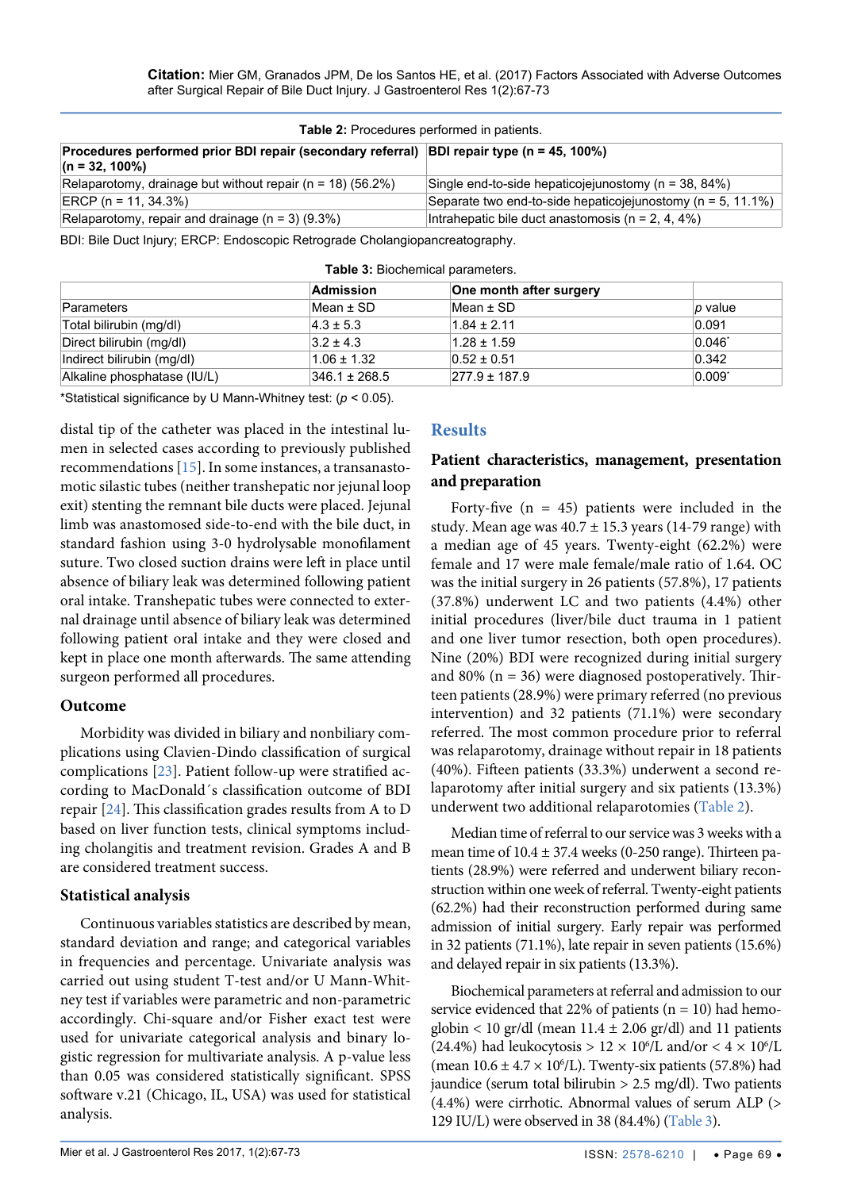**Table 2:** Procedures performed in patients.

| Procedures performed prior BDI repair (secondary referral) (n = 32, 100%) | BDI repair type (n = 45, 100%) |
|---|---|
| Relaparotomy, drainage but without repair (n = 18) (56.2%) | Single end-to-side hepaticojejunostomy (n = 38, 84%) |
| ERCP (n = 11, 34.3%) | Separate two end-to-side hepaticojejunostomy (n = 5, 11.1%) |
| Relaparotomy, repair and drainage (n = 3) (9.3%) | Intrahepatic bile duct anastomosis (n = 2, 4, 4%) |

BDI: Bile Duct Injury; ERCP: Endoscopic Retrograde Cholangiopancreatography.

**Table 3:** Biochemical parameters.

| | Admission | One month after surgery | |
|---|---|---|---|
| Parameters | Mean ± SD | Mean ± SD | *p* value |
| Total bilirubin (mg/dl) | 4.3 ± 5.3 | 1.84 ± 2.11 | 0.091 |
| Direct bilirubin (mg/dl) | 3.2 ± 4.3 | 1.28 ± 1.59 | 0.046* |
| Indirect bilirubin (mg/dl) | 1.06 ± 1.32 | 0.52 ± 0.51 | 0.342 |
| Alkaline phosphatase (IU/L) | 346.1 ± 268.5 | 277.9 ± 187.9 | 0.009* |

*Statistical significance by U Mann-Whitney test: ($p < 0.05$).

distal tip of the catheter was placed in the intestinal lumen in selected cases according to previously published recommendations [15]. In some instances, a transanastomotic silastic tubes (neither transhepatic nor jejunal loop exit) stenting the remnant bile ducts were placed. Jejunal limb was anastomosed side-to-end with the bile duct, in standard fashion using 3-0 hydrolysable monofilament suture. Two closed suction drains were left in place until absence of biliary leak was determined following patient oral intake. Transhepatic tubes were connected to external drainage until absence of biliary leak was determined following patient oral intake and they were closed and kept in place one month afterwards. The same attending surgeon performed all procedures.

### Outcome

Morbidity was divided in biliary and nonbiliary complications using Clavien-Dindo classification of surgical complications [23]. Patient follow-up were stratified according to MacDonald´s classification outcome of BDI repair [24]. This classification grades results from A to D based on liver function tests, clinical symptoms including cholangitis and treatment revision. Grades A and B are considered treatment success.

### Statistical analysis

Continuous variables statistics are described by mean, standard deviation and range; and categorical variables in frequencies and percentage. Univariate analysis was carried out using student T-test and/or U Mann-Whitney test if variables were parametric and non-parametric accordingly. Chi-square and/or Fisher exact test were used for univariate categorical analysis and binary logistic regression for multivariate analysis. A p-value less than 0.05 was considered statistically significant. SPSS software v.21 (Chicago, IL, USA) was used for statistical analysis.

## Results

### Patient characteristics, management, presentation and preparation

Forty-five (n = 45) patients were included in the study. Mean age was 40.7 ± 15.3 years (14-79 range) with a median age of 45 years. Twenty-eight (62.2%) were female and 17 were male female/male ratio of 1.64. OC was the initial surgery in 26 patients (57.8%), 17 patients (37.8%) underwent LC and two patients (4.4%) other initial procedures (liver/bile duct trauma in 1 patient and one liver tumor resection, both open procedures). Nine (20%) BDI were recognized during initial surgery and 80% (n = 36) were diagnosed postoperatively. Thirteen patients (28.9%) were primary referred (no previous intervention) and 32 patients (71.1%) were secondary referred. The most common procedure prior to referral was relaparotomy, drainage without repair in 18 patients (40%). Fifteen patients (33.3%) underwent a second relaparotomy after initial surgery and six patients (13.3%) underwent two additional relaparotomies (Table 2).

Median time of referral to our service was 3 weeks with a mean time of 10.4 ± 37.4 weeks (0-250 range). Thirteen patients (28.9%) were referred and underwent biliary reconstruction within one week of referral. Twenty-eight patients (62.2%) had their reconstruction performed during same admission of initial surgery. Early repair was performed in 32 patients (71.1%), late repair in seven patients (15.6%) and delayed repair in six patients (13.3%).

Biochemical parameters at referral and admission to our service evidenced that 22% of patients (n = 10) had hemoglobin < 10 gr/dl (mean 11.4 ± 2.06 gr/dl) and 11 patients (24.4%) had leukocytosis > 12 × $10^6$/L and/or < 4 × $10^6$/L (mean 10.6 ± 4.7 × $10^6$/L). Twenty-six patients (57.8%) had jaundice (serum total bilirubin > 2.5 mg/dl). Two patients (4.4%) were cirrhotic. Abnormal values of serum ALP (> 129 IU/L) were observed in 38 (84.4%) (Table 3).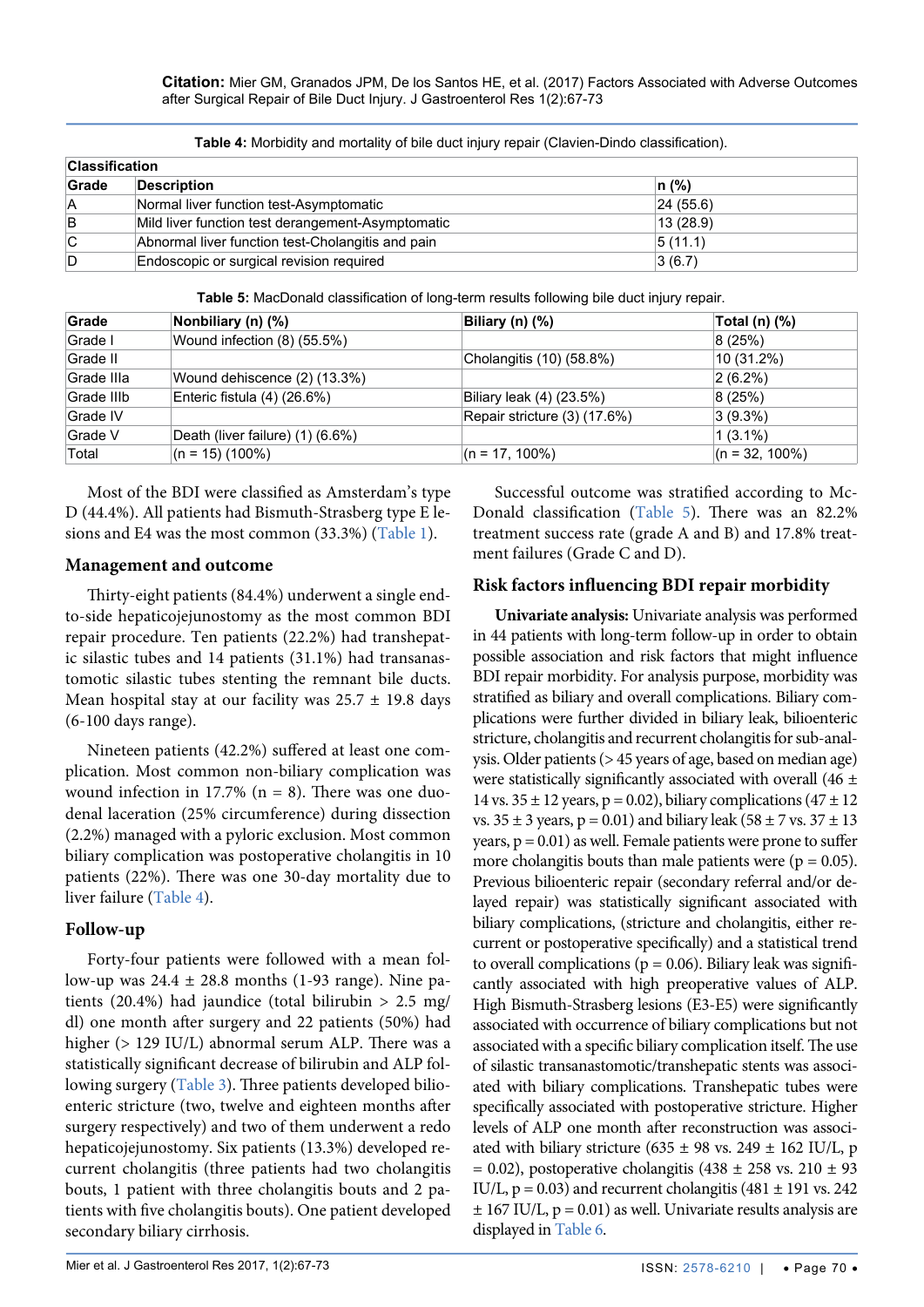**Table 4:** Morbidity and mortality of bile duct injury repair (Clavien-Dindo classification).

| Classification | | |
|---|---|---|
| **Grade** | **Description** | **n (%)** |
| A | Normal liver function test-Asymptomatic | 24 (55.6) |
| B | Mild liver function test derangement-Asymptomatic | 13 (28.9) |
| C | Abnormal liver function test-Cholangitis and pain | 5 (11.1) |
| D | Endoscopic or surgical revision required | 3 (6.7) |

**Table 5:** MacDonald classification of long-term results following bile duct injury repair.

| Grade | Nonbiliary (n) (%) | Biliary (n) (%) | Total (n) (%) |
|---|---|---|---|
| Grade I | Wound infection (8) (55.5%) | | 8 (25%) |
| Grade II | | Cholangitis (10) (58.8%) | 10 (31.2%) |
| Grade IIIa | Wound dehiscence (2) (13.3%) | | 2 (6.2%) |
| Grade IIIb | Enteric fistula (4) (26.6%) | Biliary leak (4) (23.5%) | 8 (25%) |
| Grade IV | | Repair stricture (3) (17.6%) | 3 (9.3%) |
| Grade V | Death (liver failure) (1) (6.6%) | | 1 (3.1%) |
| Total | (n = 15) (100%) | (n = 17, 100%) | (n = 32, 100%) |

Most of the BDI were classified as Amsterdam's type D (44.4%). All patients had Bismuth-Strasberg type E lesions and E4 was the most common (33.3%) (Table 1).

## Management and outcome

Thirty-eight patients (84.4%) underwent a single end-to-side hepaticojejunostomy as the most common BDI repair procedure. Ten patients (22.2%) had transhepatic silastic tubes and 14 patients (31.1%) had transanastomotic silastic tubes stenting the remnant bile ducts. Mean hospital stay at our facility was 25.7 ± 19.8 days (6-100 days range).

Nineteen patients (42.2%) suffered at least one complication. Most common non-biliary complication was wound infection in 17.7% (n = 8). There was one duodenal laceration (25% circumference) during dissection (2.2%) managed with a pyloric exclusion. Most common biliary complication was postoperative cholangitis in 10 patients (22%). There was one 30-day mortality due to liver failure (Table 4).

## Follow-up

Forty-four patients were followed with a mean follow-up was 24.4 ± 28.8 months (1-93 range). Nine patients (20.4%) had jaundice (total bilirubin > 2.5 mg/dl) one month after surgery and 22 patients (50%) had higher (> 129 IU/L) abnormal serum ALP. There was a statistically significant decrease of bilirubin and ALP following surgery (Table 3). Three patients developed bilioenteric stricture (two, twelve and eighteen months after surgery respectively) and two of them underwent a redo hepaticojejunostomy. Six patients (13.3%) developed recurrent cholangitis (three patients had two cholangitis bouts, 1 patient with three cholangitis bouts and 2 patients with five cholangitis bouts). One patient developed secondary biliary cirrhosis.

Successful outcome was stratified according to McDonald classification (Table 5). There was an 82.2% treatment success rate (grade A and B) and 17.8% treatment failures (Grade C and D).

## Risk factors influencing BDI repair morbidity

**Univariate analysis:** Univariate analysis was performed in 44 patients with long-term follow-up in order to obtain possible association and risk factors that might influence BDI repair morbidity. For analysis purpose, morbidity was stratified as biliary and overall complications. Biliary complications were further divided in biliary leak, bilioenteric stricture, cholangitis and recurrent cholangitis for sub-analysis. Older patients (> 45 years of age, based on median age) were statistically significantly associated with overall (46 ± 14 vs. 35 ± 12 years, $p = 0.02$), biliary complications (47 ± 12 vs. 35 ± 3 years, $p = 0.01$) and biliary leak (58 ± 7 vs. 37 ± 13 years, $p = 0.01$) as well. Female patients were prone to suffer more cholangitis bouts than male patients were ($p = 0.05$). Previous bilioenteric repair (secondary referral and/or delayed repair) was statistically significant associated with biliary complications, (stricture and cholangitis, either recurrent or postoperative specifically) and a statistical trend to overall complications ($p = 0.06$). Biliary leak was significantly associated with high preoperative values of ALP. High Bismuth-Strasberg lesions (E3-E5) were significantly associated with occurrence of biliary complications but not associated with a specific biliary complication itself. The use of silastic transanastomotic/transhepatic stents was associated with biliary complications. Transhepatic tubes were specifically associated with postoperative stricture. Higher levels of ALP one month after reconstruction was associated with biliary stricture (635 ± 98 vs. 249 ± 162 IU/L, $p = 0.02$), postoperative cholangitis (438 ± 258 vs. 210 ± 93 IU/L, $p = 0.03$) and recurrent cholangitis (481 ± 191 vs. 242 ± 167 IU/L, $p = 0.01$) as well. Univariate results analysis are displayed in Table 6.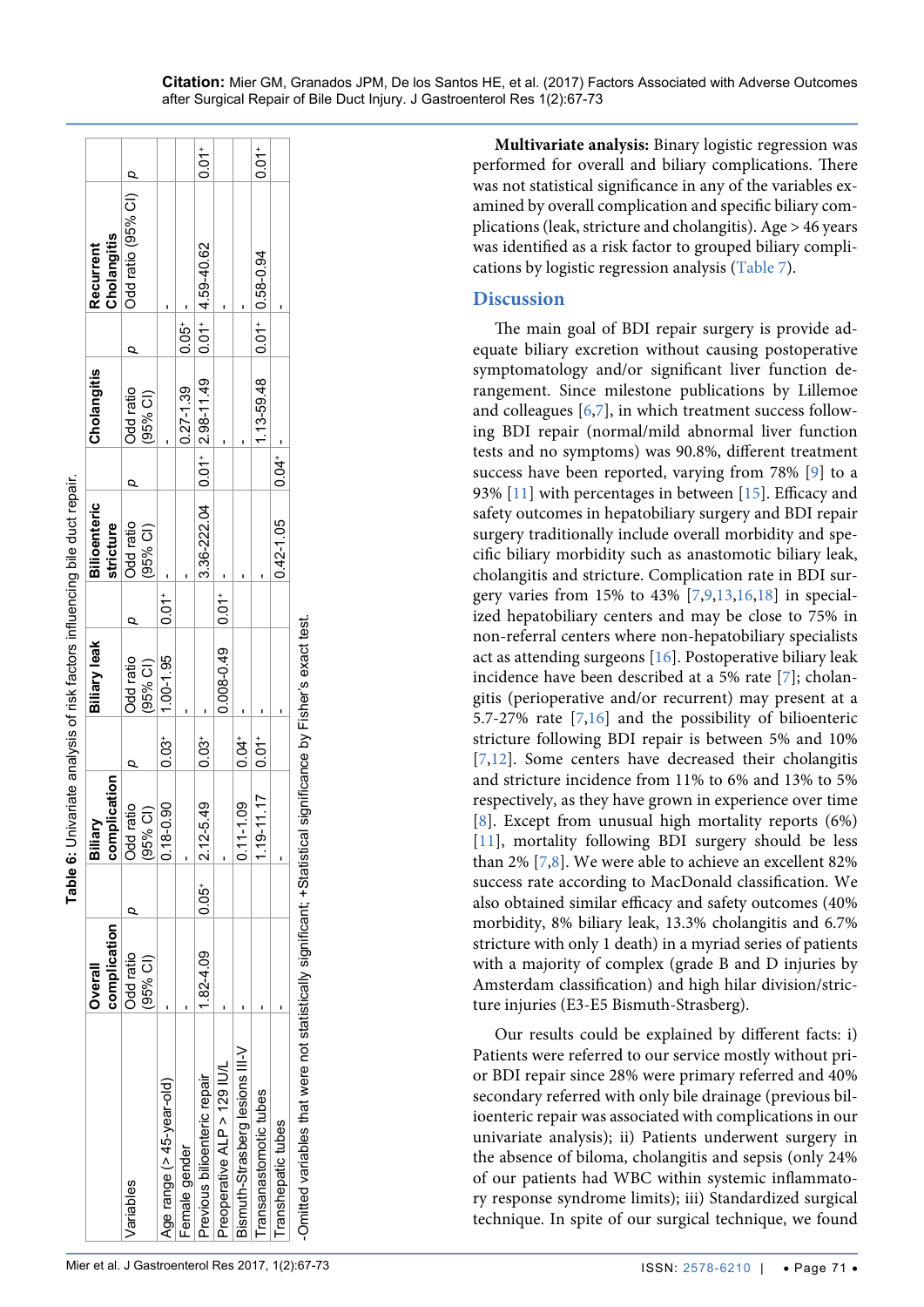**Table 6:** Univariate analysis of risk factors influencing bile duct repair.

| Variables | Overall complication | | Biliary complication | | Biliary leak | | Bilioenteric stricture | | Cholangitis | | Recurrent Cholangitis | |
|---|---|---|---|---|---|---|---|---|---|---|---|---|
| | Odd ratio (95% CI) | p | Odd ratio (95% CI) | p | Odd ratio (95% CI) | p | Odd ratio (95% CI) | p | Odd ratio (95% CI) | p | Odd ratio (95% CI) | p |
| Age range (> 45-year-old) | - | | 0.18-0.90 | 0.03+ | 1.00-1.95 | 0.01+ | - | | - | | - | |
| Female gender | - | | - | | - | | - | | 0.27-1.39 | 0.05+ | - | |
| Previous bilioenteric repair | 1.82-4.09 | 0.05+ | 2.12-5.49 | 0.03+ | - | | 3.36-222.04 | 0.01+ | 2.98-11.49 | 0.01+ | 4.59-40.62 | 0.01+ |
| Preoperative ALP > 129 IU/L | - | | - | | 0.008-0.49 | 0.01+ | - | | - | | - | |
| Bismuth-Strasberg lesions III-V | - | | 0.11-1.09 | 0.04+ | - | | - | | - | | - | |
| Transanastomotic tubes | - | | 1.19-11.17 | 0.01+ | - | | - | | 1.13-59.48 | 0.01+ | 0.58-0.94 | 0.01+ |
| Transhepatic tubes | - | | - | | - | | 0.42-1.05 | 0.04+ | - | | - | |

-Omitted variables that were not statistically significant; +Statistical significance by Fisher's exact test.

**Multivariate analysis:** Binary logistic regression was performed for overall and biliary complications. There was not statistical significance in any of the variables examined by overall complication and specific biliary complications (leak, stricture and cholangitis). Age > 46 years was identified as a risk factor to grouped biliary complications by logistic regression analysis (Table 7).

## Discussion

The main goal of BDI repair surgery is provide adequate biliary excretion without causing postoperative symptomatology and/or significant liver function derangement. Since milestone publications by Lillemoe and colleagues [6,7], in which treatment success following BDI repair (normal/mild abnormal liver function tests and no symptoms) was 90.8%, different treatment success have been reported, varying from 78% [9] to a 93% [11] with percentages in between [15]. Efficacy and safety outcomes in hepatobiliary surgery and BDI repair surgery traditionally include overall morbidity and specific biliary morbidity such as anastomotic biliary leak, cholangitis and stricture. Complication rate in BDI surgery varies from 15% to 43% [7,9,13,16,18] in specialized hepatobiliary centers and may be close to 75% in non-referral centers where non-hepatobiliary specialists act as attending surgeons [16]. Postoperative biliary leak incidence have been described at a 5% rate [7]; cholangitis (perioperative and/or recurrent) may present at a 5.7-27% rate [7,16] and the possibility of bilioenteric stricture following BDI repair is between 5% and 10% [7,12]. Some centers have decreased their cholangitis and stricture incidence from 11% to 6% and 13% to 5% respectively, as they have grown in experience over time [8]. Except from unusual high mortality reports (6%) [11], mortality following BDI surgery should be less than 2% [7,8]. We were able to achieve an excellent 82% success rate according to MacDonald classification. We also obtained similar efficacy and safety outcomes (40% morbidity, 8% biliary leak, 13.3% cholangitis and 6.7% stricture with only 1 death) in a myriad series of patients with a majority of complex (grade B and D injuries by Amsterdam classification) and high hilar division/stricture injuries (E3-E5 Bismuth-Strasberg).

Our results could be explained by different facts: i) Patients were referred to our service mostly without prior BDI repair since 28% were primary referred and 40% secondary referred with only bile drainage (previous bilioenteric repair was associated with complications in our univariate analysis); ii) Patients underwent surgery in the absence of biloma, cholangitis and sepsis (only 24% of our patients had WBC within systemic inflammatory response syndrome limits); iii) Standardized surgical technique. In spite of our surgical technique, we found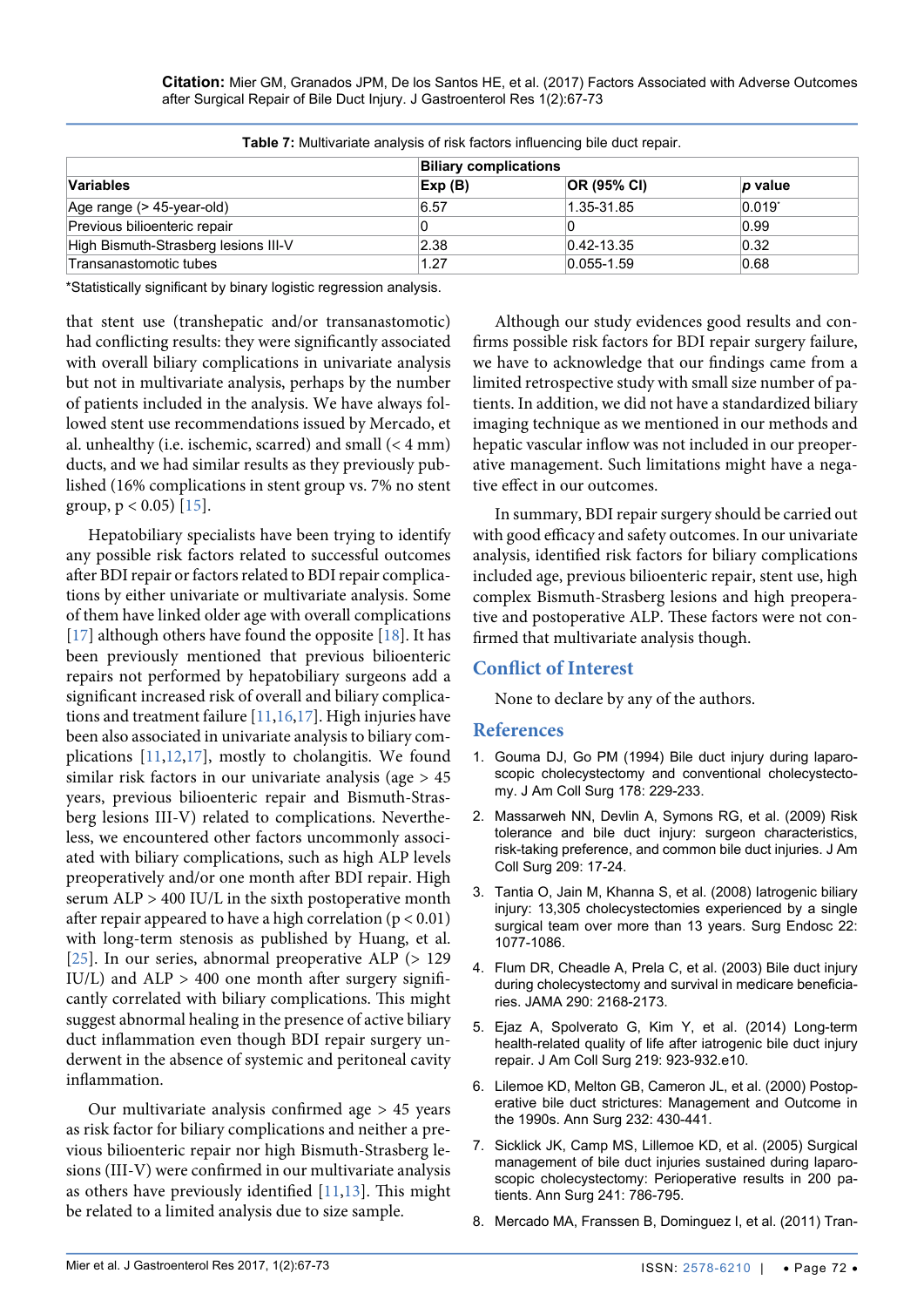**Table 7:** Multivariate analysis of risk factors influencing bile duct repair.

| | Biliary complications | | |
|---|---|---|---|
| **Variables** | **Exp (B)** | **OR (95% CI)** | ***p* value** |
| Age range (> 45-year-old) | 6.57 | 1.35-31.85 | 0.019* |
| Previous bilioenteric repair | 0 | 0 | 0.99 |
| High Bismuth-Strasberg lesions III-V | 2.38 | 0.42-13.35 | 0.32 |
| Transanastomotic tubes | 1.27 | 0.055-1.59 | 0.68 |

*Statistically significant by binary logistic regression analysis.

that stent use (transhepatic and/or transanastomotic) had conflicting results: they were significantly associated with overall biliary complications in univariate analysis but not in multivariate analysis, perhaps by the number of patients included in the analysis. We have always followed stent use recommendations issued by Mercado, et al. unhealthy (i.e. ischemic, scarred) and small (< 4 mm) ducts, and we had similar results as they previously published (16% complications in stent group vs. 7% no stent group, $p < 0.05$) [15].

Hepatobiliary specialists have been trying to identify any possible risk factors related to successful outcomes after BDI repair or factors related to BDI repair complications by either univariate or multivariate analysis. Some of them have linked older age with overall complications [17] although others have found the opposite [18]. It has been previously mentioned that previous bilioenteric repairs not performed by hepatobiliary surgeons add a significant increased risk of overall and biliary complications and treatment failure [11,16,17]. High injuries have been also associated in univariate analysis to biliary complications [11,12,17], mostly to cholangitis. We found similar risk factors in our univariate analysis (age > 45 years, previous bilioenteric repair and Bismuth-Strasberg lesions III-V) related to complications. Nevertheless, we encountered other factors uncommonly associated with biliary complications, such as high ALP levels preoperatively and/or one month after BDI repair. High serum ALP > 400 IU/L in the sixth postoperative month after repair appeared to have a high correlation ($p < 0.01$) with long-term stenosis as published by Huang, et al. [25]. In our series, abnormal preoperative ALP (> 129 IU/L) and ALP > 400 one month after surgery significantly correlated with biliary complications. This might suggest abnormal healing in the presence of active biliary duct inflammation even though BDI repair surgery underwent in the absence of systemic and peritoneal cavity inflammation.

Our multivariate analysis confirmed age > 45 years as risk factor for biliary complications and neither a previous bilioenteric repair nor high Bismuth-Strasberg lesions (III-V) were confirmed in our multivariate analysis as others have previously identified [11,13]. This might be related to a limited analysis due to size sample.

Although our study evidences good results and confirms possible risk factors for BDI repair surgery failure, we have to acknowledge that our findings came from a limited retrospective study with small size number of patients. In addition, we did not have a standardized biliary imaging technique as we mentioned in our methods and hepatic vascular inflow was not included in our preoperative management. Such limitations might have a negative effect in our outcomes.

In summary, BDI repair surgery should be carried out with good efficacy and safety outcomes. In our univariate analysis, identified risk factors for biliary complications included age, previous bilioenteric repair, stent use, high complex Bismuth-Strasberg lesions and high preoperative and postoperative ALP. These factors were not confirmed that multivariate analysis though.

## Conflict of Interest

None to declare by any of the authors.

## References

1. Gouma DJ, Go PM (1994) Bile duct injury during laparoscopic cholecystectomy and conventional cholecystectomy. J Am Coll Surg 178: 229-233.
2. Massarweh NN, Devlin A, Symons RG, et al. (2009) Risk tolerance and bile duct injury: surgeon characteristics, risk-taking preference, and common bile duct injuries. J Am Coll Surg 209: 17-24.
3. Tantia O, Jain M, Khanna S, et al. (2008) Iatrogenic biliary injury: 13,305 cholecystectomies experienced by a single surgical team over more than 13 years. Surg Endosc 22: 1077-1086.
4. Flum DR, Cheadle A, Prela C, et al. (2003) Bile duct injury during cholecystectomy and survival in medicare beneficiaries. JAMA 290: 2168-2173.
5. Ejaz A, Spolverato G, Kim Y, et al. (2014) Long-term health-related quality of life after iatrogenic bile duct injury repair. J Am Coll Surg 219: 923-932.e10.
6. Lilemoe KD, Melton GB, Cameron JL, et al. (2000) Postoperative bile duct strictures: Management and Outcome in the 1990s. Ann Surg 232: 430-441.
7. Sicklick JK, Camp MS, Lillemoe KD, et al. (2005) Surgical management of bile duct injuries sustained during laparoscopic cholecystectomy: Perioperative results in 200 patients. Ann Surg 241: 786-795.
8. Mercado MA, Franssen B, Dominguez I, et al. (2011) Tran-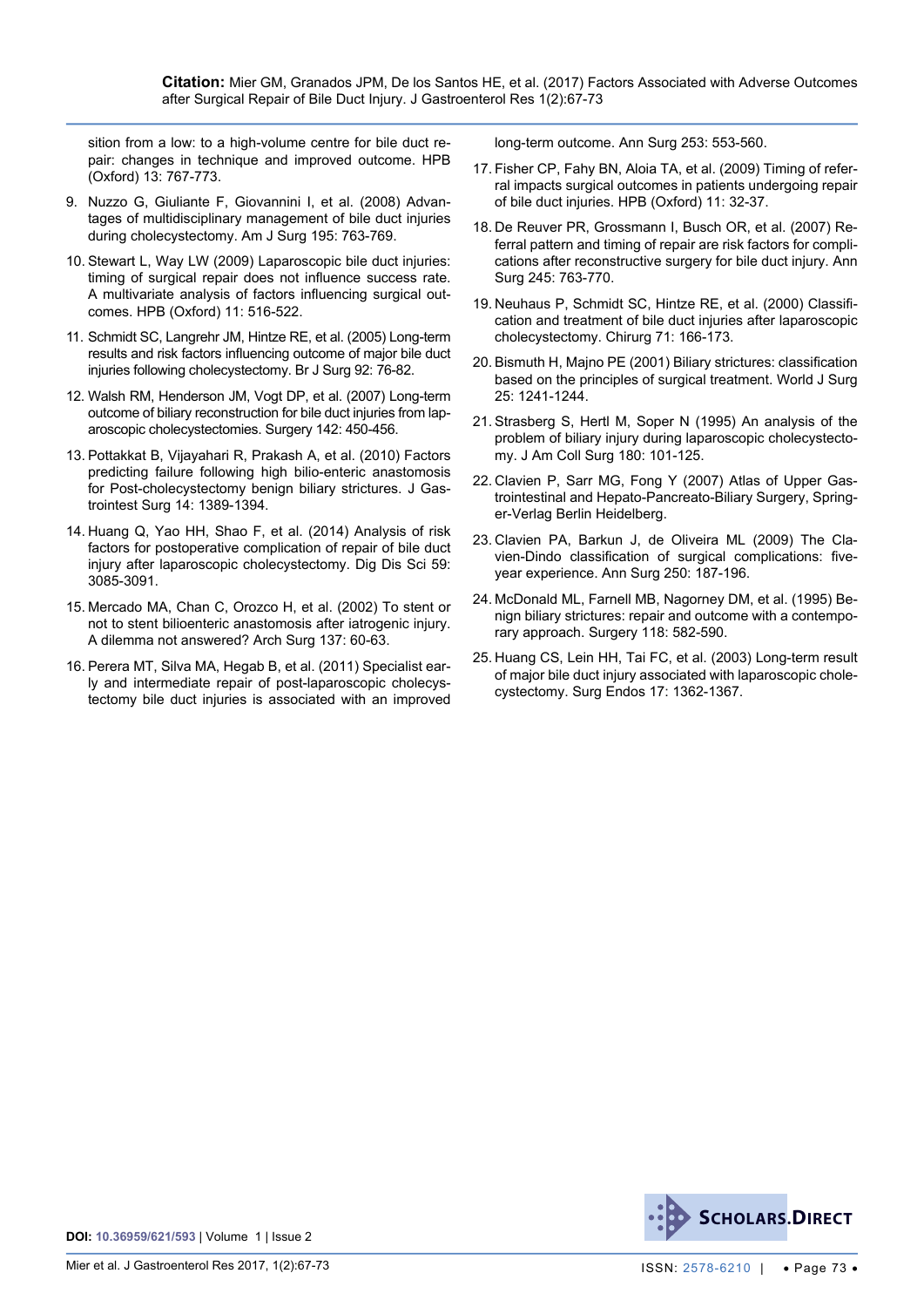sition from a low: to a high-volume centre for bile duct repair: changes in technique and improved outcome. HPB (Oxford) 13: 767-773.

9. Nuzzo G, Giuliante F, Giovannini I, et al. (2008) Advantages of multidisciplinary management of bile duct injuries during cholecystectomy. Am J Surg 195: 763-769.
10. Stewart L, Way LW (2009) Laparoscopic bile duct injuries: timing of surgical repair does not influence success rate. A multivariate analysis of factors influencing surgical outcomes. HPB (Oxford) 11: 516-522.
11. Schmidt SC, Langrehr JM, Hintze RE, et al. (2005) Long-term results and risk factors influencing outcome of major bile duct injuries following cholecystectomy. Br J Surg 92: 76-82.
12. Walsh RM, Henderson JM, Vogt DP, et al. (2007) Long-term outcome of biliary reconstruction for bile duct injuries from laparoscopic cholecystectomies. Surgery 142: 450-456.
13. Pottakkat B, Vijayahari R, Prakash A, et al. (2010) Factors predicting failure following high bilio-enteric anastomosis for Post-cholecystectomy benign biliary strictures. J Gastrointest Surg 14: 1389-1394.
14. Huang Q, Yao HH, Shao F, et al. (2014) Analysis of risk factors for postoperative complication of repair of bile duct injury after laparoscopic cholecystectomy. Dig Dis Sci 59: 3085-3091.
15. Mercado MA, Chan C, Orozco H, et al. (2002) To stent or not to stent bilioenteric anastomosis after iatrogenic injury. A dilemma not answered? Arch Surg 137: 60-63.
16. Perera MT, Silva MA, Hegab B, et al. (2011) Specialist early and intermediate repair of post-laparoscopic cholecystectomy bile duct injuries is associated with an improved long-term outcome. Ann Surg 253: 553-560.
17. Fisher CP, Fahy BN, Aloia TA, et al. (2009) Timing of referral impacts surgical outcomes in patients undergoing repair of bile duct injuries. HPB (Oxford) 11: 32-37.
18. De Reuver PR, Grossmann I, Busch OR, et al. (2007) Referral pattern and timing of repair are risk factors for complications after reconstructive surgery for bile duct injury. Ann Surg 245: 763-770.
19. Neuhaus P, Schmidt SC, Hintze RE, et al. (2000) Classification and treatment of bile duct injuries after laparoscopic cholecystectomy. Chirurg 71: 166-173.
20. Bismuth H, Majno PE (2001) Biliary strictures: classification based on the principles of surgical treatment. World J Surg 25: 1241-1244.
21. Strasberg S, Hertl M, Soper N (1995) An analysis of the problem of biliary injury during laparoscopic cholecystectomy. J Am Coll Surg 180: 101-125.
22. Clavien P, Sarr MG, Fong Y (2007) Atlas of Upper Gastrointestinal and Hepato-Pancreato-Biliary Surgery, Springer-Verlag Berlin Heidelberg.
23. Clavien PA, Barkun J, de Oliveira ML (2009) The Clavien-Dindo classification of surgical complications: five-year experience. Ann Surg 250: 187-196.
24. McDonald ML, Farnell MB, Nagorney DM, et al. (1995) Benign biliary strictures: repair and outcome with a contemporary approach. Surgery 118: 582-590.
25. Huang CS, Lein HH, Tai FC, et al. (2003) Long-term result of major bile duct injury associated with laparoscopic cholecystectomy. Surg Endos 17: 1362-1367.